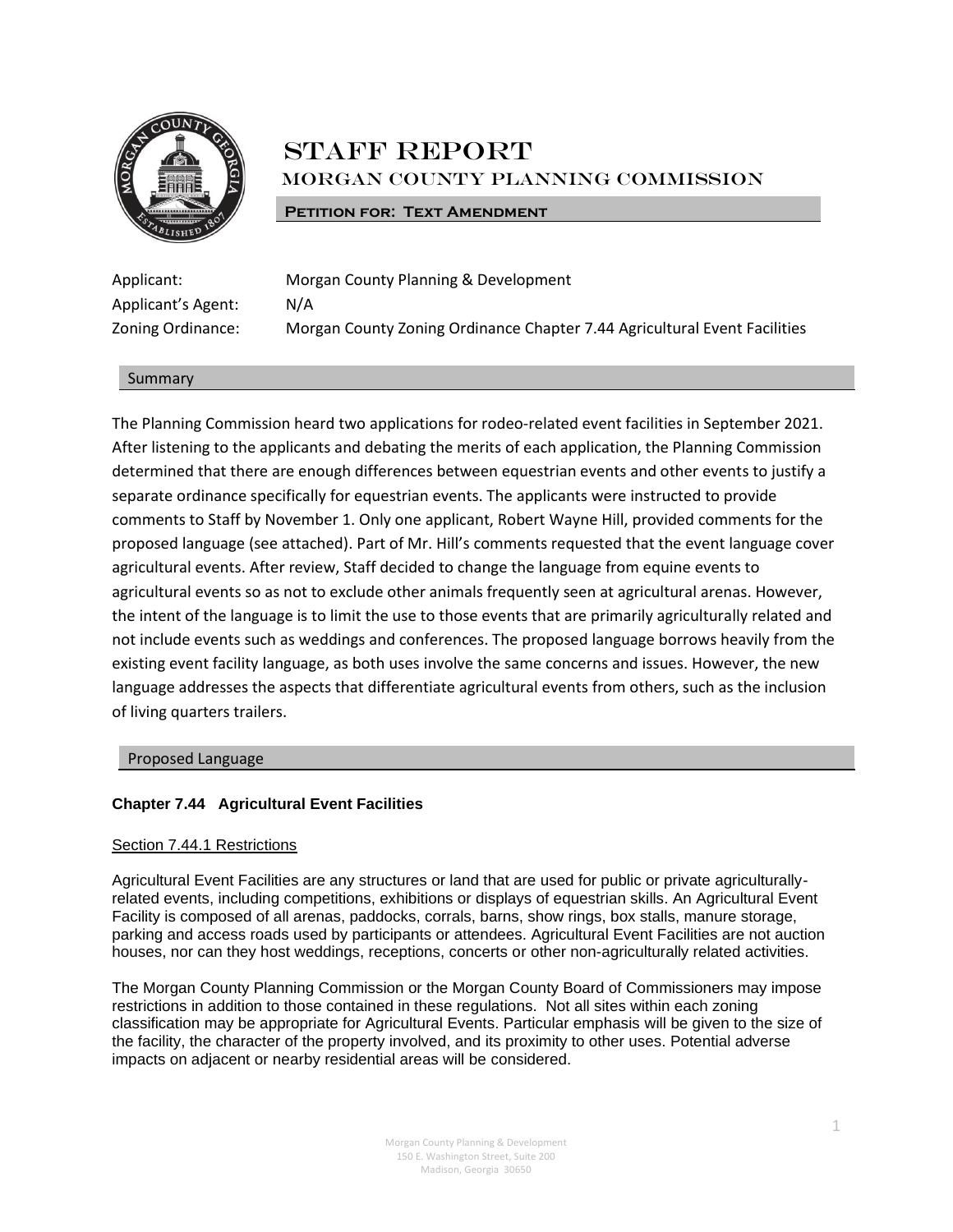# STAFF REPORT

## MORGAN COUNTY PLANNING COMMISSION

**PETITION FOR: TEXT AMENDMENT**

Applicant: Morgan County Planning & Development

Applicant's Agent: N/A

Zoning Ordinance: Morgan County Zoning Ordinance Chapter 7.44 Agricultural Event Facilities

### Summary

The Planning Commission heard two applications for rodeo-related event facilities in September 2021. After listening to the applicants and debating the merits of each application, the Planning Commission determined that there are enough differences between equestrian events and other events to justify a separate ordinance specifically for equestrian events. The applicants were instructed to provide comments to Staff by November 1. Only one applicant, Robert Wayne Hill, provided comments for the proposed language (see attached). Part of Mr. Hill's comments requested that the event language cover agricultural events. After review, Staff decided to change the language from equine events to agricultural events so as not to exclude other animals frequently seen at agricultural arenas. However, the intent of the language is to limit the use to those events that are primarily agriculturally related and not include events such as weddings and conferences. The proposed language borrows heavily from the existing event facility language, as both uses involve the same concerns and issues. However, the new language addresses the aspects that differentiate agricultural events from others, such as the inclusion of living quarters trailers.

### Proposed Language

**Chapter 7.44 Agricultural Event Facilities**

Section 7.44.1 Restrictions

Agricultural Event Facilities are any structures or land that are used for public or private agriculturally-related events, including competitions, exhibitions or displays of equestrian skills. An Agricultural Event Facility is composed of all arenas, paddocks, corrals, barns, show rings, box stalls, manure storage, parking and access roads used by participants or attendees. Agricultural Event Facilities are not auction houses, nor can they host weddings, receptions, concerts or other non-agriculturally related activities.

The Morgan County Planning Commission or the Morgan County Board of Commissioners may impose restrictions in addition to those contained in these regulations. Not all sites within each zoning classification may be appropriate for Agricultural Events. Particular emphasis will be given to the size of the facility, the character of the property involved, and its proximity to other uses. Potential adverse impacts on adjacent or nearby residential areas will be considered.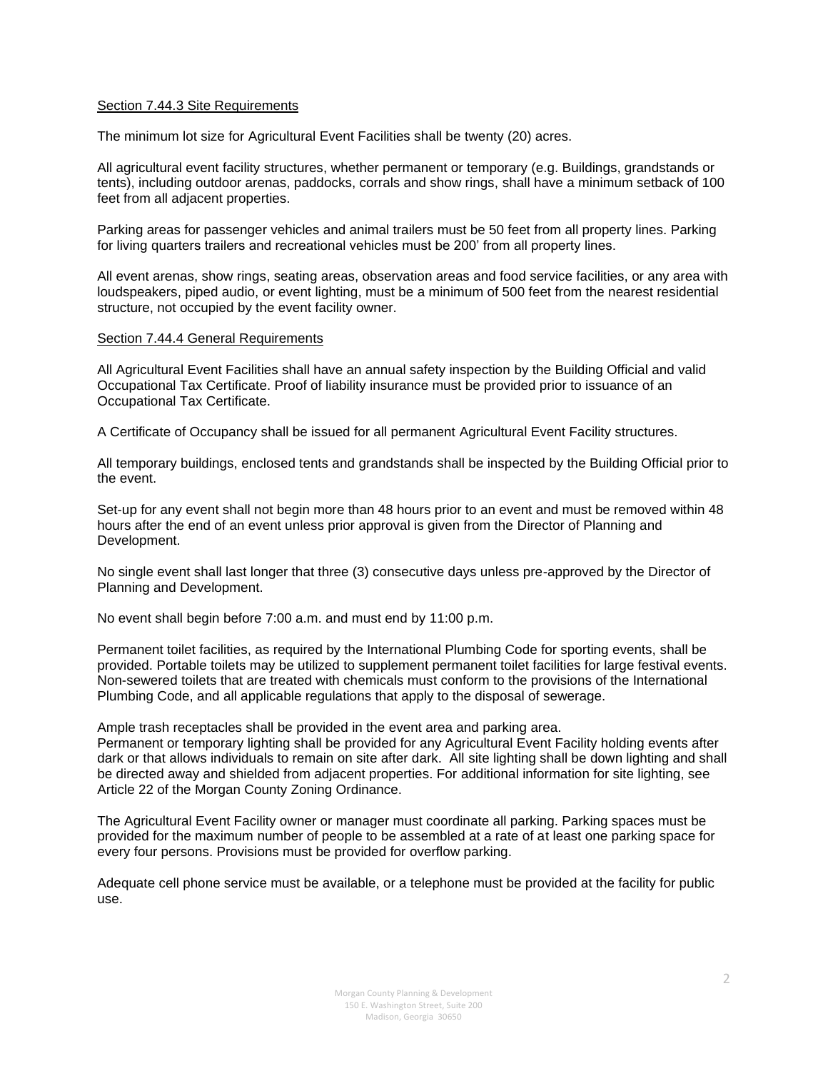Section 7.44.3 Site Requirements

The minimum lot size for Agricultural Event Facilities shall be twenty (20) acres.

All agricultural event facility structures, whether permanent or temporary (e.g. Buildings, grandstands or tents), including outdoor arenas, paddocks, corrals and show rings, shall have a minimum setback of 100 feet from all adjacent properties.

Parking areas for passenger vehicles and animal trailers must be 50 feet from all property lines. Parking for living quarters trailers and recreational vehicles must be 200' from all property lines.

All event arenas, show rings, seating areas, observation areas and food service facilities, or any area with loudspeakers, piped audio, or event lighting, must be a minimum of 500 feet from the nearest residential structure, not occupied by the event facility owner.

Section 7.44.4 General Requirements

All Agricultural Event Facilities shall have an annual safety inspection by the Building Official and valid Occupational Tax Certificate. Proof of liability insurance must be provided prior to issuance of an Occupational Tax Certificate.

A Certificate of Occupancy shall be issued for all permanent Agricultural Event Facility structures.

All temporary buildings, enclosed tents and grandstands shall be inspected by the Building Official prior to the event.

Set-up for any event shall not begin more than 48 hours prior to an event and must be removed within 48 hours after the end of an event unless prior approval is given from the Director of Planning and Development.

No single event shall last longer that three (3) consecutive days unless pre-approved by the Director of Planning and Development.

No event shall begin before 7:00 a.m. and must end by 11:00 p.m.

Permanent toilet facilities, as required by the International Plumbing Code for sporting events, shall be provided. Portable toilets may be utilized to supplement permanent toilet facilities for large festival events. Non-sewered toilets that are treated with chemicals must conform to the provisions of the International Plumbing Code, and all applicable regulations that apply to the disposal of sewerage.

Ample trash receptacles shall be provided in the event area and parking area.
Permanent or temporary lighting shall be provided for any Agricultural Event Facility holding events after dark or that allows individuals to remain on site after dark. All site lighting shall be down lighting and shall be directed away and shielded from adjacent properties. For additional information for site lighting, see Article 22 of the Morgan County Zoning Ordinance.

The Agricultural Event Facility owner or manager must coordinate all parking. Parking spaces must be provided for the maximum number of people to be assembled at a rate of at least one parking space for every four persons. Provisions must be provided for overflow parking.

Adequate cell phone service must be available, or a telephone must be provided at the facility for public use.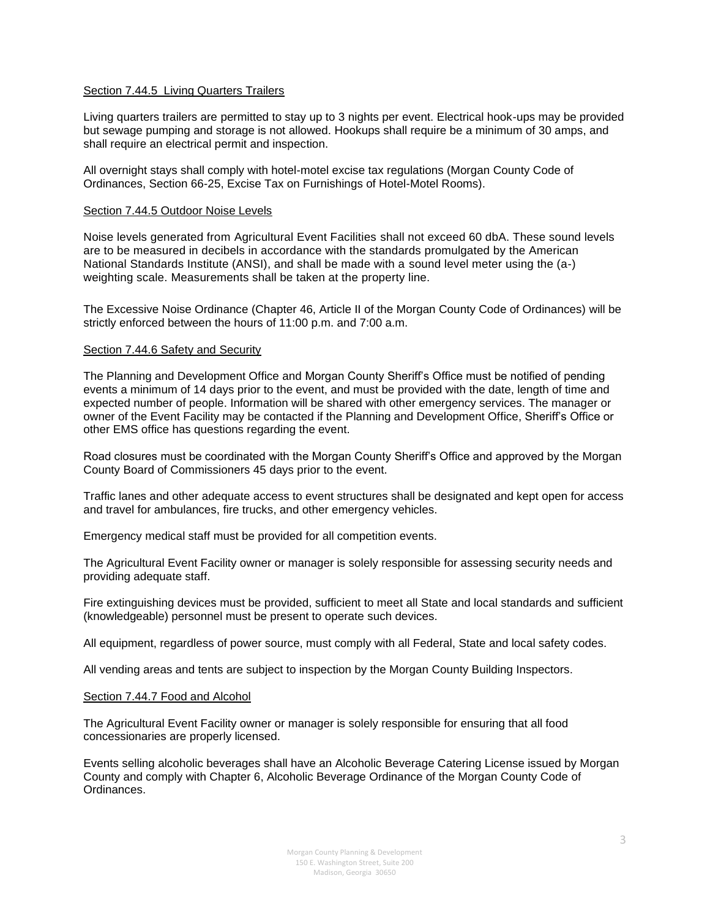Section 7.44.5 Living Quarters Trailers

Living quarters trailers are permitted to stay up to 3 nights per event. Electrical hook-ups may be provided but sewage pumping and storage is not allowed. Hookups shall require be a minimum of 30 amps, and shall require an electrical permit and inspection.

All overnight stays shall comply with hotel-motel excise tax regulations (Morgan County Code of Ordinances, Section 66-25, Excise Tax on Furnishings of Hotel-Motel Rooms).

Section 7.44.5 Outdoor Noise Levels

Noise levels generated from Agricultural Event Facilities shall not exceed 60 dbA. These sound levels are to be measured in decibels in accordance with the standards promulgated by the American National Standards Institute (ANSI), and shall be made with a sound level meter using the (a-) weighting scale. Measurements shall be taken at the property line.

The Excessive Noise Ordinance (Chapter 46, Article II of the Morgan County Code of Ordinances) will be strictly enforced between the hours of 11:00 p.m. and 7:00 a.m.

Section 7.44.6 Safety and Security

The Planning and Development Office and Morgan County Sheriff's Office must be notified of pending events a minimum of 14 days prior to the event, and must be provided with the date, length of time and expected number of people. Information will be shared with other emergency services. The manager or owner of the Event Facility may be contacted if the Planning and Development Office, Sheriff's Office or other EMS office has questions regarding the event.

Road closures must be coordinated with the Morgan County Sheriff's Office and approved by the Morgan County Board of Commissioners 45 days prior to the event.

Traffic lanes and other adequate access to event structures shall be designated and kept open for access and travel for ambulances, fire trucks, and other emergency vehicles.

Emergency medical staff must be provided for all competition events.

The Agricultural Event Facility owner or manager is solely responsible for assessing security needs and providing adequate staff.

Fire extinguishing devices must be provided, sufficient to meet all State and local standards and sufficient (knowledgeable) personnel must be present to operate such devices.

All equipment, regardless of power source, must comply with all Federal, State and local safety codes.

All vending areas and tents are subject to inspection by the Morgan County Building Inspectors.

Section 7.44.7 Food and Alcohol

The Agricultural Event Facility owner or manager is solely responsible for ensuring that all food concessionaries are properly licensed.

Events selling alcoholic beverages shall have an Alcoholic Beverage Catering License issued by Morgan County and comply with Chapter 6, Alcoholic Beverage Ordinance of the Morgan County Code of Ordinances.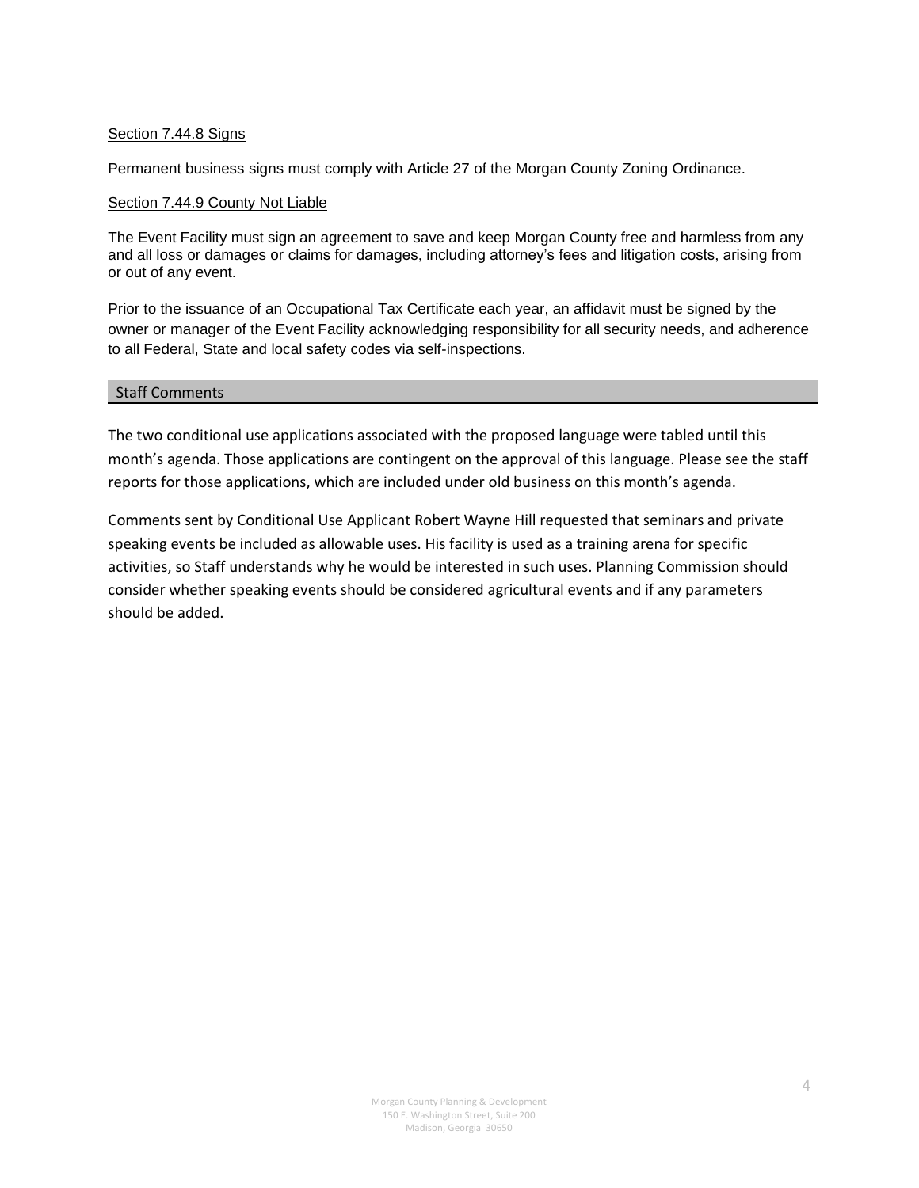#### Section 7.44.8 Signs

Permanent business signs must comply with Article 27 of the Morgan County Zoning Ordinance.

#### Section 7.44.9 County Not Liable

The Event Facility must sign an agreement to save and keep Morgan County free and harmless from any and all loss or damages or claims for damages, including attorney's fees and litigation costs, arising from or out of any event.

Prior to the issuance of an Occupational Tax Certificate each year, an affidavit must be signed by the owner or manager of the Event Facility acknowledging responsibility for all security needs, and adherence to all Federal, State and local safety codes via self-inspections.

## Staff Comments

The two conditional use applications associated with the proposed language were tabled until this month's agenda. Those applications are contingent on the approval of this language. Please see the staff reports for those applications, which are included under old business on this month's agenda.

Comments sent by Conditional Use Applicant Robert Wayne Hill requested that seminars and private speaking events be included as allowable uses. His facility is used as a training arena for specific activities, so Staff understands why he would be interested in such uses. Planning Commission should consider whether speaking events should be considered agricultural events and if any parameters should be added.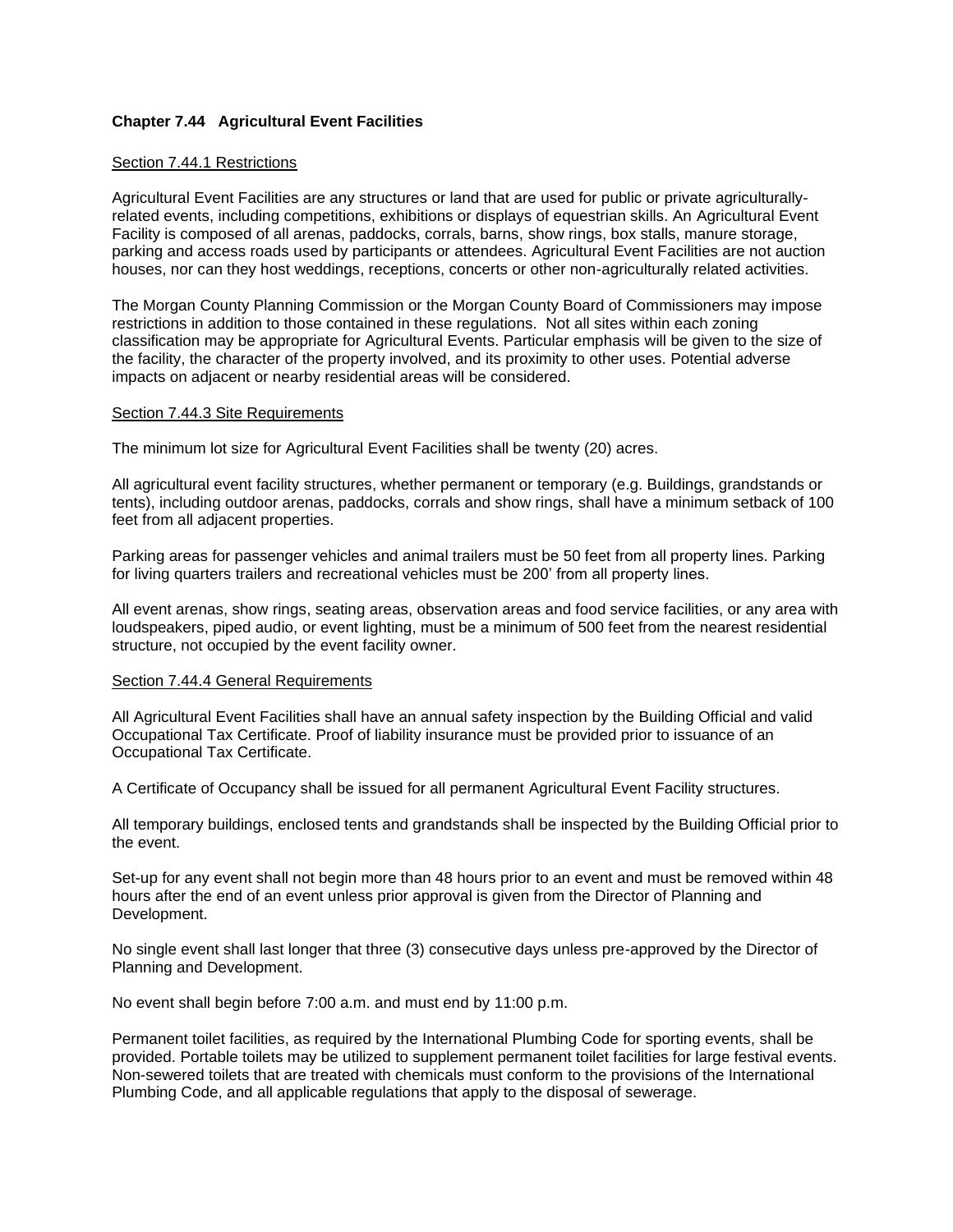**Chapter 7.44 Agricultural Event Facilities**

<u>Section 7.44.1 Restrictions</u>

Agricultural Event Facilities are any structures or land that are used for public or private agriculturally-related events, including competitions, exhibitions or displays of equestrian skills. An Agricultural Event Facility is composed of all arenas, paddocks, corrals, barns, show rings, box stalls, manure storage, parking and access roads used by participants or attendees. Agricultural Event Facilities are not auction houses, nor can they host weddings, receptions, concerts or other non-agriculturally related activities.

The Morgan County Planning Commission or the Morgan County Board of Commissioners may impose restrictions in addition to those contained in these regulations. Not all sites within each zoning classification may be appropriate for Agricultural Events. Particular emphasis will be given to the size of the facility, the character of the property involved, and its proximity to other uses. Potential adverse impacts on adjacent or nearby residential areas will be considered.

<u>Section 7.44.3 Site Requirements</u>

The minimum lot size for Agricultural Event Facilities shall be twenty (20) acres.

All agricultural event facility structures, whether permanent or temporary (e.g. Buildings, grandstands or tents), including outdoor arenas, paddocks, corrals and show rings, shall have a minimum setback of 100 feet from all adjacent properties.

Parking areas for passenger vehicles and animal trailers must be 50 feet from all property lines. Parking for living quarters trailers and recreational vehicles must be 200' from all property lines.

All event arenas, show rings, seating areas, observation areas and food service facilities, or any area with loudspeakers, piped audio, or event lighting, must be a minimum of 500 feet from the nearest residential structure, not occupied by the event facility owner.

<u>Section 7.44.4 General Requirements</u>

All Agricultural Event Facilities shall have an annual safety inspection by the Building Official and valid Occupational Tax Certificate. Proof of liability insurance must be provided prior to issuance of an Occupational Tax Certificate.

A Certificate of Occupancy shall be issued for all permanent Agricultural Event Facility structures.

All temporary buildings, enclosed tents and grandstands shall be inspected by the Building Official prior to the event.

Set-up for any event shall not begin more than 48 hours prior to an event and must be removed within 48 hours after the end of an event unless prior approval is given from the Director of Planning and Development.

No single event shall last longer that three (3) consecutive days unless pre-approved by the Director of Planning and Development.

No event shall begin before 7:00 a.m. and must end by 11:00 p.m.

Permanent toilet facilities, as required by the International Plumbing Code for sporting events, shall be provided. Portable toilets may be utilized to supplement permanent toilet facilities for large festival events. Non-sewered toilets that are treated with chemicals must conform to the provisions of the International Plumbing Code, and all applicable regulations that apply to the disposal of sewerage.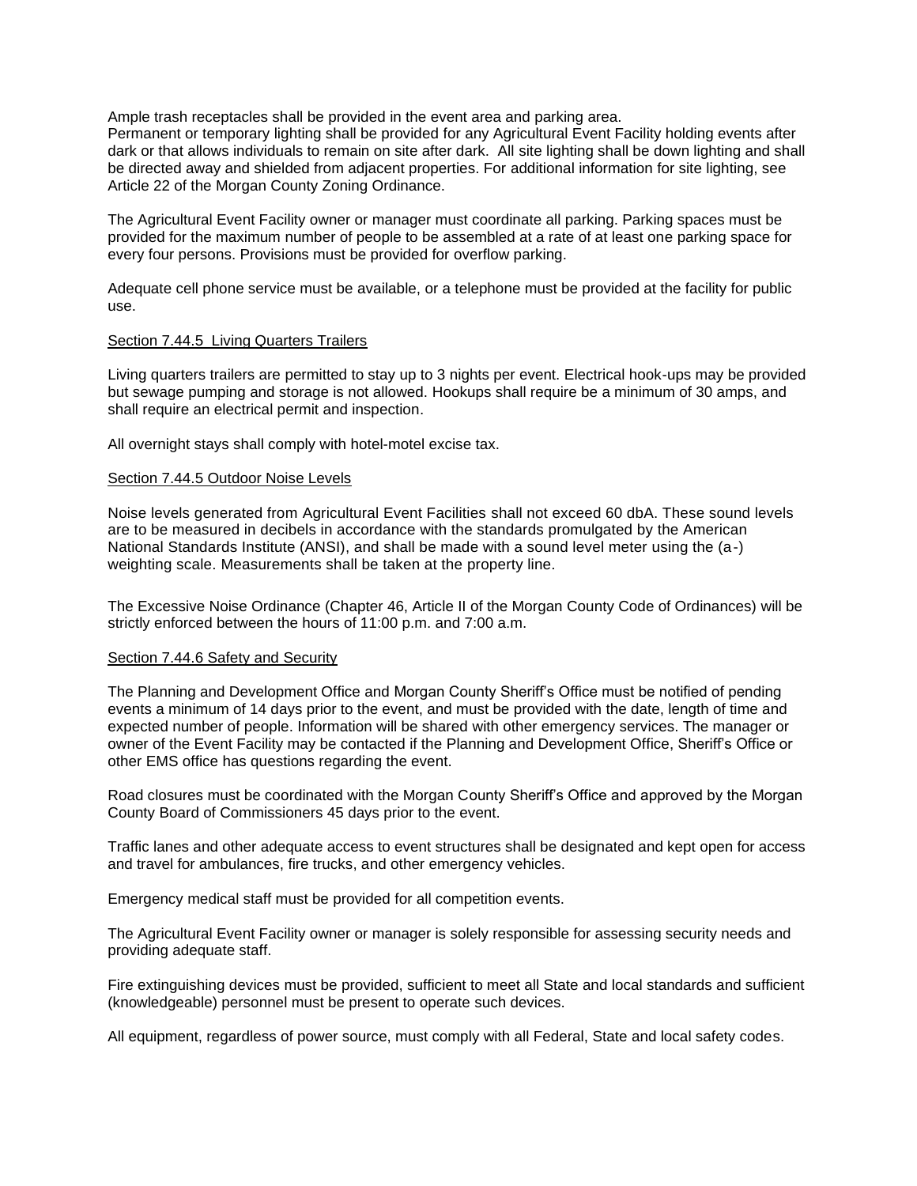Ample trash receptacles shall be provided in the event area and parking area.
Permanent or temporary lighting shall be provided for any Agricultural Event Facility holding events after dark or that allows individuals to remain on site after dark. All site lighting shall be down lighting and shall be directed away and shielded from adjacent properties. For additional information for site lighting, see Article 22 of the Morgan County Zoning Ordinance.

The Agricultural Event Facility owner or manager must coordinate all parking. Parking spaces must be provided for the maximum number of people to be assembled at a rate of at least one parking space for every four persons. Provisions must be provided for overflow parking.

Adequate cell phone service must be available, or a telephone must be provided at the facility for public use.

## Section 7.44.5 Living Quarters Trailers

Living quarters trailers are permitted to stay up to 3 nights per event. Electrical hook-ups may be provided but sewage pumping and storage is not allowed. Hookups shall require be a minimum of 30 amps, and shall require an electrical permit and inspection.

All overnight stays shall comply with hotel-motel excise tax.

## Section 7.44.5 Outdoor Noise Levels

Noise levels generated from Agricultural Event Facilities shall not exceed 60 dbA. These sound levels are to be measured in decibels in accordance with the standards promulgated by the American National Standards Institute (ANSI), and shall be made with a sound level meter using the (a-) weighting scale. Measurements shall be taken at the property line.

The Excessive Noise Ordinance (Chapter 46, Article II of the Morgan County Code of Ordinances) will be strictly enforced between the hours of 11:00 p.m. and 7:00 a.m.

## Section 7.44.6 Safety and Security

The Planning and Development Office and Morgan County Sheriff's Office must be notified of pending events a minimum of 14 days prior to the event, and must be provided with the date, length of time and expected number of people. Information will be shared with other emergency services. The manager or owner of the Event Facility may be contacted if the Planning and Development Office, Sheriff's Office or other EMS office has questions regarding the event.

Road closures must be coordinated with the Morgan County Sheriff's Office and approved by the Morgan County Board of Commissioners 45 days prior to the event.

Traffic lanes and other adequate access to event structures shall be designated and kept open for access and travel for ambulances, fire trucks, and other emergency vehicles.

Emergency medical staff must be provided for all competition events.

The Agricultural Event Facility owner or manager is solely responsible for assessing security needs and providing adequate staff.

Fire extinguishing devices must be provided, sufficient to meet all State and local standards and sufficient (knowledgeable) personnel must be present to operate such devices.

All equipment, regardless of power source, must comply with all Federal, State and local safety codes.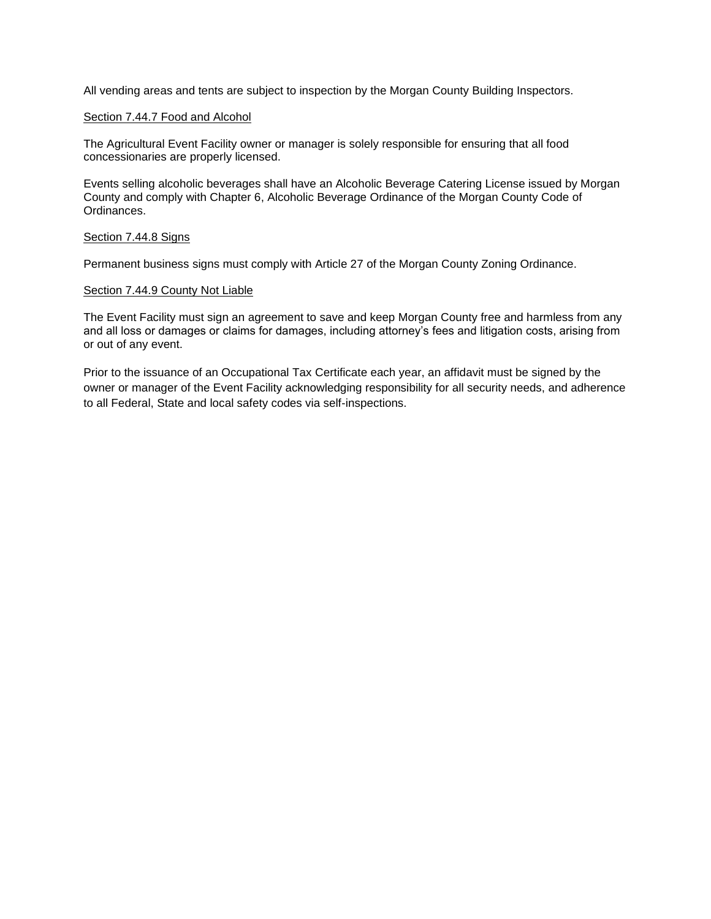All vending areas and tents are subject to inspection by the Morgan County Building Inspectors.

Section 7.44.7 Food and Alcohol

The Agricultural Event Facility owner or manager is solely responsible for ensuring that all food concessionaries are properly licensed.

Events selling alcoholic beverages shall have an Alcoholic Beverage Catering License issued by Morgan County and comply with Chapter 6, Alcoholic Beverage Ordinance of the Morgan County Code of Ordinances.

Section 7.44.8 Signs

Permanent business signs must comply with Article 27 of the Morgan County Zoning Ordinance.

Section 7.44.9 County Not Liable

The Event Facility must sign an agreement to save and keep Morgan County free and harmless from any and all loss or damages or claims for damages, including attorney's fees and litigation costs, arising from or out of any event.

Prior to the issuance of an Occupational Tax Certificate each year, an affidavit must be signed by the owner or manager of the Event Facility acknowledging responsibility for all security needs, and adherence to all Federal, State and local safety codes via self-inspections.